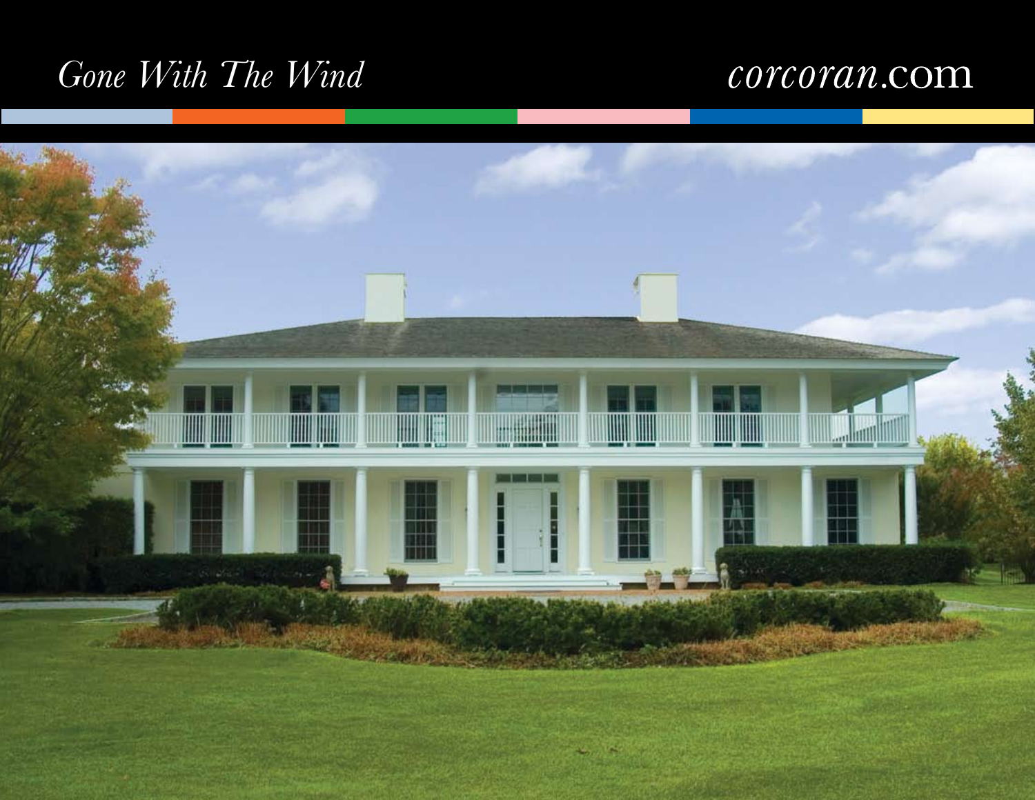*Gone With The Wind*

*corcoran*.com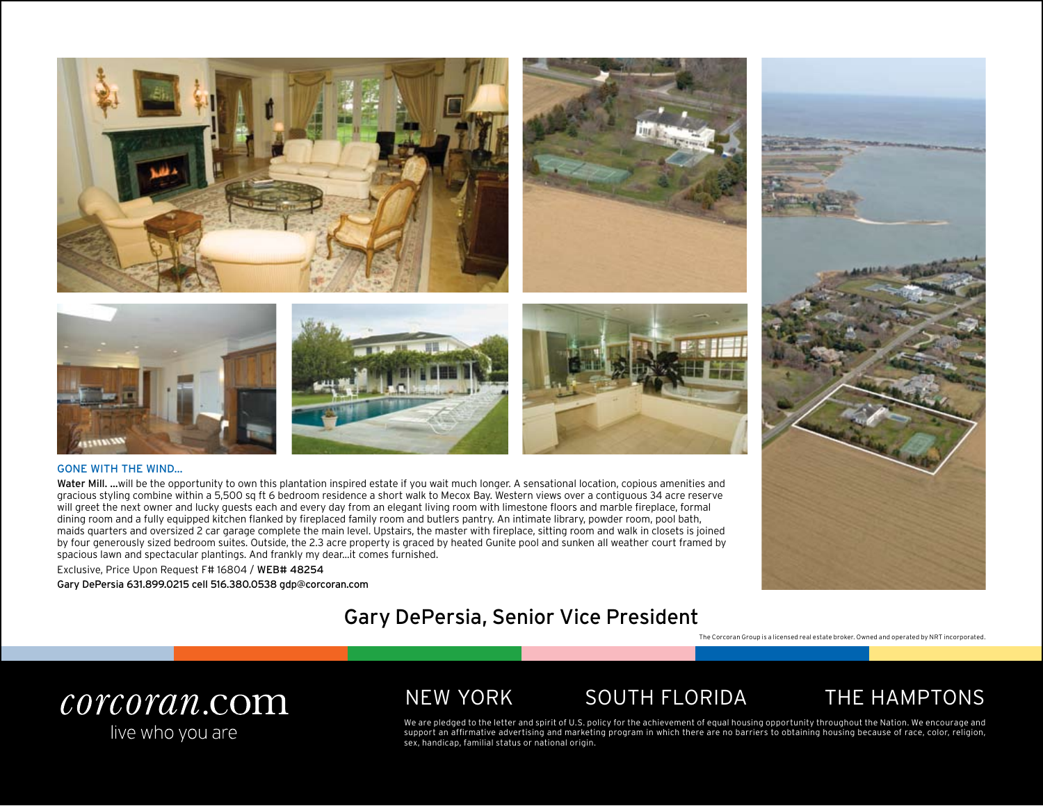## GONE WITH THE WIND...

**Water Mill.** ...will be the opportunity to own this plantation inspired estate if you wait much longer. A sensational location, copious amenities and gracious styling combine within a 5,500 sq ft 6 bedroom residence a short walk to Mecox Bay. Western views over a contiguous 34 acre reserve will greet the next owner and lucky guests each and every day from an elegant living room with limestone floors and marble fireplace, formal dining room and a fully equipped kitchen flanked by fireplaced family room and butlers pantry. An intimate library, powder room, pool bath, maids quarters and oversized 2 car garage complete the main level. Upstairs, the master with fireplace, sitting room and walk in closets is joined by four generously sized bedroom suites. Outside, the 2.3 acre property is graced by heated Gunite pool and sunken all weather court framed by spacious lawn and spectacular plantings. And frankly my dear...it comes furnished.

Exclusive, Price Upon Request F# 16804 / **WEB# 48254**

**Gary DePersia 631.899.0215 cell 516.380.0538 gdp@corcoran.com**

## Gary DePersia, Senior Vice President

The Corcoran Group is a licensed real estate broker. Owned and operated by NRT incorporated.

*corcoran*.com

live who you are

NEW YORK SOUTH FLORIDA THE HAMPTONS

We are pledged to the letter and spirit of U.S. policy for the achievement of equal housing opportunity throughout the Nation. We encourage and support an affirmative advertising and marketing program in which there are no barriers to obtaining housing because of race, color, religion, sex, handicap, familial status or national origin.